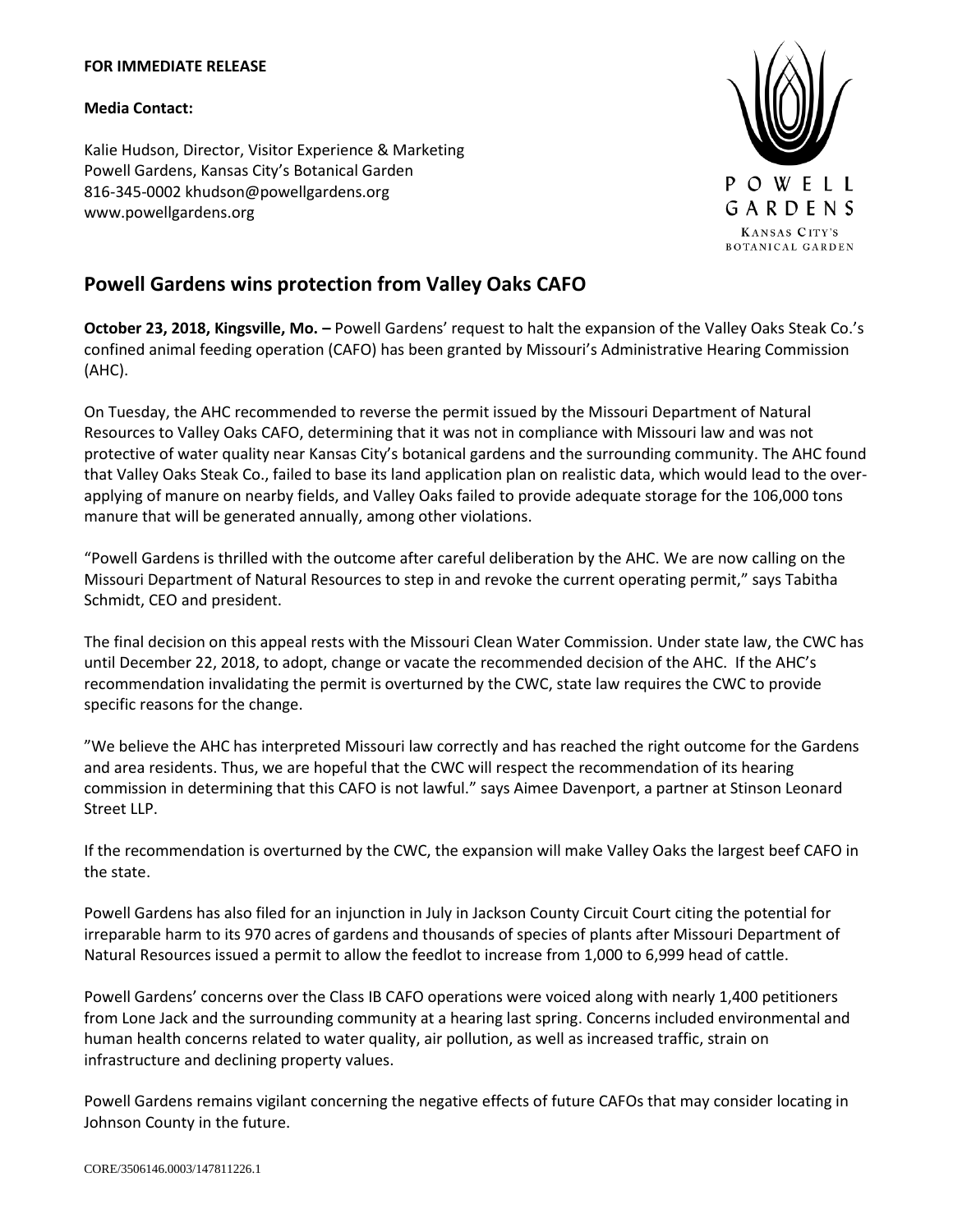**FOR IMMEDIATE RELEASE**

**Media Contact:**

Kalie Hudson, Director, Visitor Experience & Marketing
Powell Gardens, Kansas City's Botanical Garden
816-345-0002 khudson@powellgardens.org
www.powellgardens.org

POWELL GARDENS
KANSAS CITY'S BOTANICAL GARDEN

## Powell Gardens wins protection from Valley Oaks CAFO

**October 23, 2018, Kingsville, Mo. –** Powell Gardens' request to halt the expansion of the Valley Oaks Steak Co.'s confined animal feeding operation (CAFO) has been granted by Missouri's Administrative Hearing Commission (AHC).

On Tuesday, the AHC recommended to reverse the permit issued by the Missouri Department of Natural Resources to Valley Oaks CAFO, determining that it was not in compliance with Missouri law and was not protective of water quality near Kansas City's botanical gardens and the surrounding community. The AHC found that Valley Oaks Steak Co., failed to base its land application plan on realistic data, which would lead to the over-applying of manure on nearby fields, and Valley Oaks failed to provide adequate storage for the 106,000 tons manure that will be generated annually, among other violations.

"Powell Gardens is thrilled with the outcome after careful deliberation by the AHC. We are now calling on the Missouri Department of Natural Resources to step in and revoke the current operating permit," says Tabitha Schmidt, CEO and president.

The final decision on this appeal rests with the Missouri Clean Water Commission. Under state law, the CWC has until December 22, 2018, to adopt, change or vacate the recommended decision of the AHC. If the AHC's recommendation invalidating the permit is overturned by the CWC, state law requires the CWC to provide specific reasons for the change.

"We believe the AHC has interpreted Missouri law correctly and has reached the right outcome for the Gardens and area residents. Thus, we are hopeful that the CWC will respect the recommendation of its hearing commission in determining that this CAFO is not lawful." says Aimee Davenport, a partner at Stinson Leonard Street LLP.

If the recommendation is overturned by the CWC, the expansion will make Valley Oaks the largest beef CAFO in the state.

Powell Gardens has also filed for an injunction in July in Jackson County Circuit Court citing the potential for irreparable harm to its 970 acres of gardens and thousands of species of plants after Missouri Department of Natural Resources issued a permit to allow the feedlot to increase from 1,000 to 6,999 head of cattle.

Powell Gardens' concerns over the Class IB CAFO operations were voiced along with nearly 1,400 petitioners from Lone Jack and the surrounding community at a hearing last spring. Concerns included environmental and human health concerns related to water quality, air pollution, as well as increased traffic, strain on infrastructure and declining property values.

Powell Gardens remains vigilant concerning the negative effects of future CAFOs that may consider locating in Johnson County in the future.

CORE/3506146.0003/147811226.1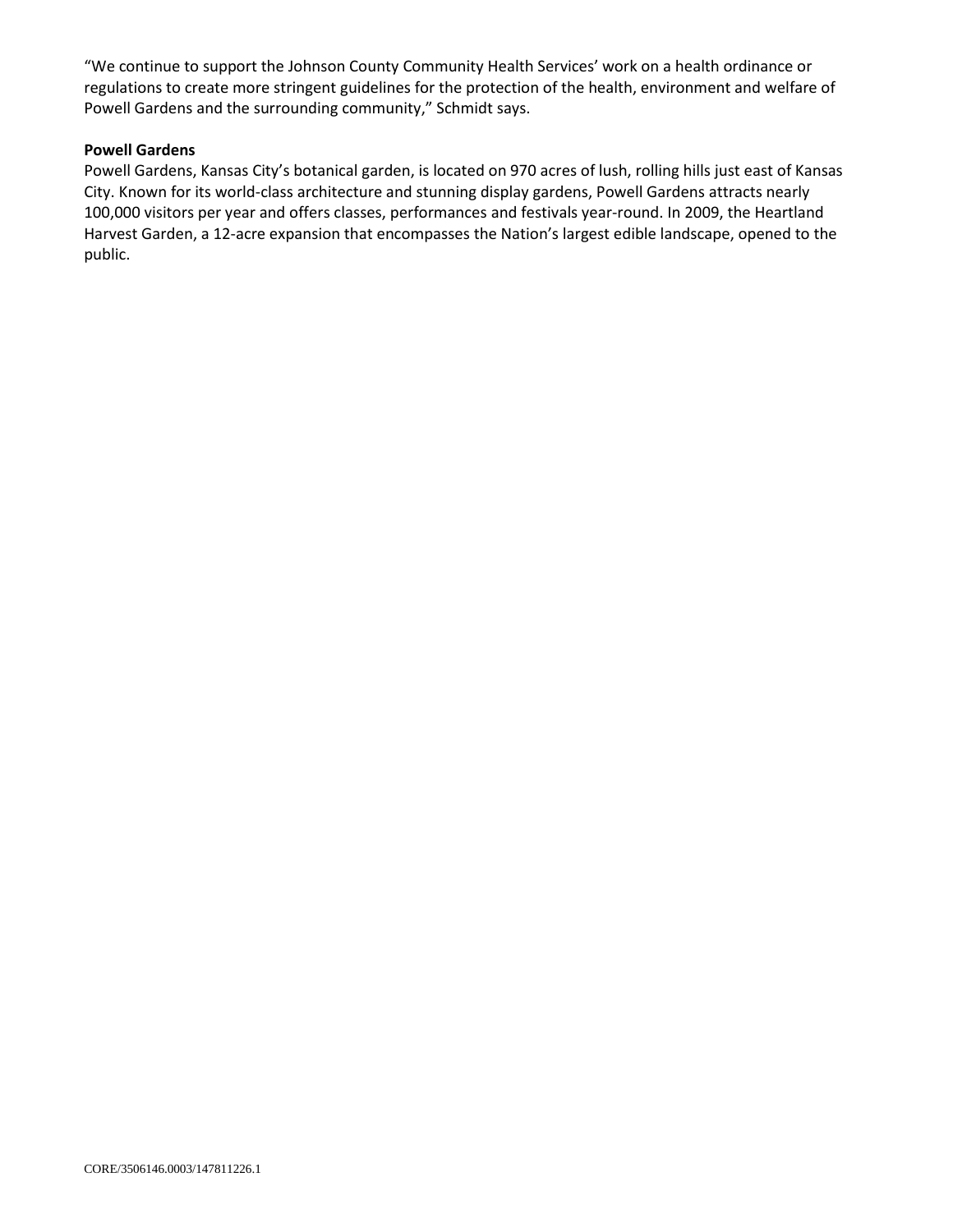"We continue to support the Johnson County Community Health Services' work on a health ordinance or regulations to create more stringent guidelines for the protection of the health, environment and welfare of Powell Gardens and the surrounding community," Schmidt says.

**Powell Gardens**

Powell Gardens, Kansas City's botanical garden, is located on 970 acres of lush, rolling hills just east of Kansas City. Known for its world-class architecture and stunning display gardens, Powell Gardens attracts nearly 100,000 visitors per year and offers classes, performances and festivals year-round. In 2009, the Heartland Harvest Garden, a 12-acre expansion that encompasses the Nation's largest edible landscape, opened to the public.

CORE/3506146.0003/147811226.1